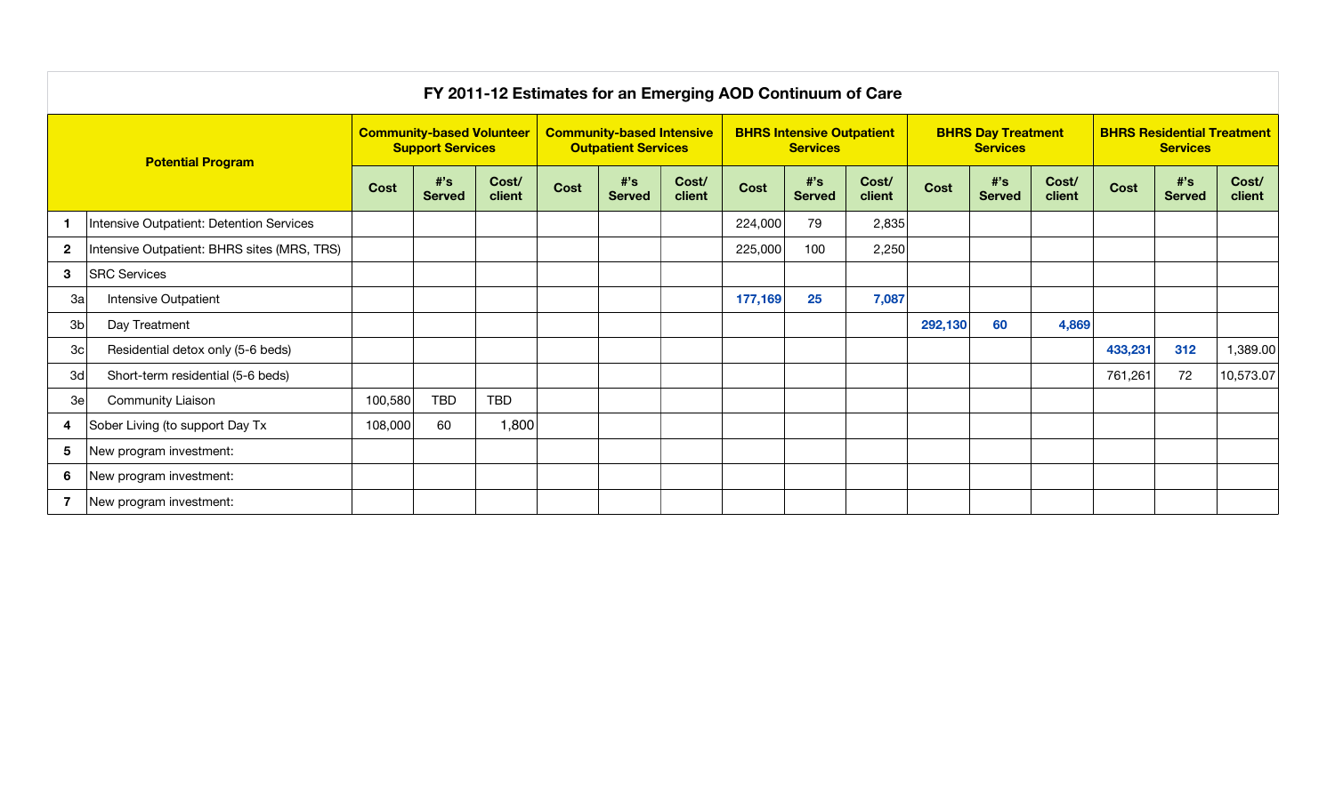# FY 2011-12 Estimates for an Emerging AOD Continuum of Care

| | Potential Program | Community-based Volunteer Support Services | | | Community-based Intensive Outpatient Services | | | BHRS Intensive Outpatient Services | | | BHRS Day Treatment Services | | | BHRS Residential Treatment Services | | |
|---|---|---|---|---|---|---|---|---|---|---|---|---|---|---|---|---|
| | | Cost | #'s Served | Cost/ client | Cost | #'s Served | Cost/ client | Cost | #'s Served | Cost/ client | Cost | #'s Served | Cost/ client | Cost | #'s Served | Cost/ client |
| 1 | Intensive Outpatient: Detention Services | | | | | | | 224,000 | 79 | 2,835 | | | | | | |
| 2 | Intensive Outpatient: BHRS sites (MRS, TRS) | | | | | | | 225,000 | 100 | 2,250 | | | | | | |
| 3 | SRC Services | | | | | | | | | | | | | | | |
| 3a | Intensive Outpatient | | | | | | | **177,169** | **25** | **7,087** | | | | | | |
| 3b | Day Treatment | | | | | | | | | | **292,130** | **60** | **4,869** | | | |
| 3c | Residential detox only (5-6 beds) | | | | | | | | | | | | | **433,231** | **312** | 1,389.00 |
| 3d | Short-term residential (5-6 beds) | | | | | | | | | | | | | 761,261 | 72 | 10,573.07 |
| 3e | Community Liaison | 100,580 | TBD | TBD | | | | | | | | | | | | |
| 4 | Sober Living (to support Day Tx | 108,000 | 60 | 1,800 | | | | | | | | | | | | |
| 5 | New program investment: | | | | | | | | | | | | | | | |
| 6 | New program investment: | | | | | | | | | | | | | | | |
| 7 | New program investment: | | | | | | | | | | | | | | | |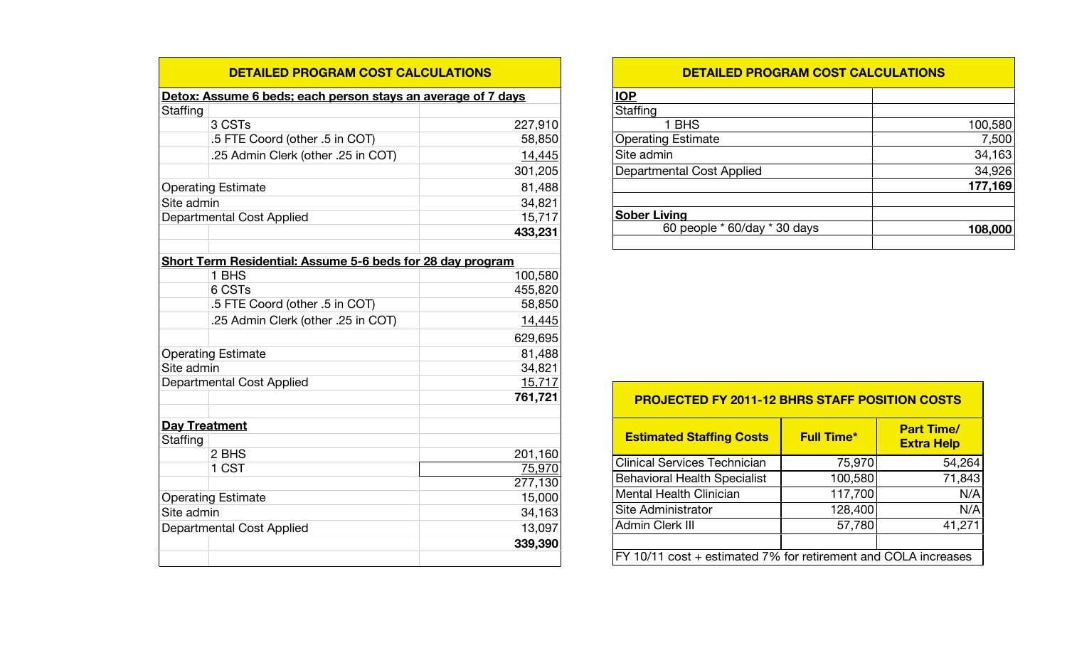## DETAILED PROGRAM COST CALCULATIONS

| | | |
|---|---|---|
| **Detox: Assume 6 beds; each person stays an average of 7 days** | | |
| Staffing | | |
| | 3 CSTs | 227,910 |
| | .5 FTE Coord (other .5 in COT) | 58,850 |
| | .25 Admin Clerk (other .25 in COT) | 14,445 |
| | | 301,205 |
| Operating Estimate | | 81,488 |
| Site admin | | 34,821 |
| Departmental Cost Applied | | 15,717 |
| | | **433,231** |
| | | |
| **Short Term Residential: Assume 5-6 beds for 28 day program** | | |
| | 1 BHS | 100,580 |
| | 6 CSTs | 455,820 |
| | .5 FTE Coord (other .5 in COT) | 58,850 |
| | .25 Admin Clerk (other .25 in COT) | 14,445 |
| | | 629,695 |
| Operating Estimate | | 81,488 |
| Site admin | | 34,821 |
| Departmental Cost Applied | | 15,717 |
| | | **761,721** |
| | | |
| **Day Treatment** | | |
| Staffing | | |
| | 2 BHS | 201,160 |
| | 1 CST | 75,970 |
| | | 277,130 |
| Operating Estimate | | 15,000 |
| Site admin | | 34,163 |
| Departmental Cost Applied | | 13,097 |
| | | **339,390** |

## DETAILED PROGRAM COST CALCULATIONS

| | |
|---|---|
| **IOP** | |
| Staffing | |
| 1 BHS | 100,580 |
| Operating Estimate | 7,500 |
| Site admin | 34,163 |
| Departmental Cost Applied | 34,926 |
| | **177,169** |
| | |
| **Sober Living** | |
| 60 people * 60/day * 30 days | **108,000** |

## PROJECTED FY 2011-12 BHRS STAFF POSITION COSTS

| Estimated Staffing Costs | Full Time* | Part Time/ Extra Help |
|---|---|---|
| Clinical Services Technician | 75,970 | 54,264 |
| Behavioral Health Specialist | 100,580 | 71,843 |
| Mental Health Clinician | 117,700 | N/A |
| Site Administrator | 128,400 | N/A |
| Admin Clerk III | 57,780 | 41,271 |

FY 10/11 cost + estimated 7% for retirement and COLA increases